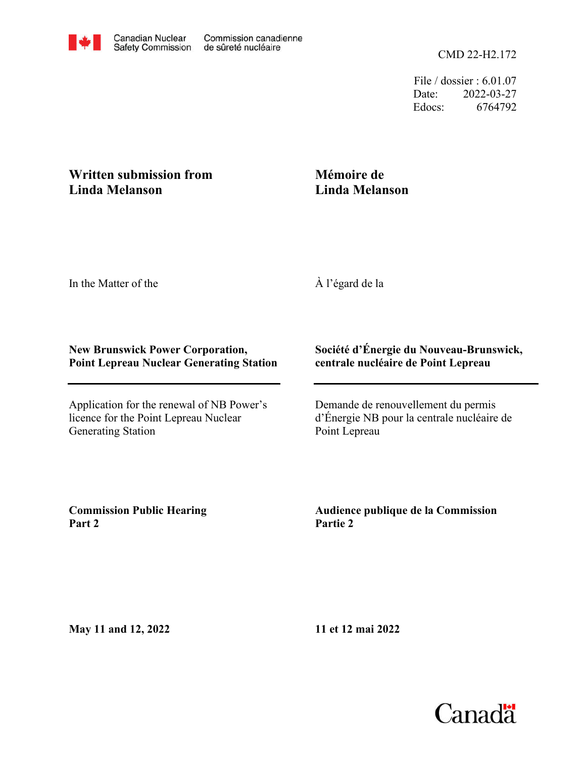Canadian Nuclear Safety Commission | Commission canadienne de sûreté nucléaire

CMD 22-H2.172

File / dossier : 6.01.07
Date: 2022-03-27
Edocs: 6764792

**Written submission from Linda Melanson**

**Mémoire de Linda Melanson**

In the Matter of the

À l'égard de la

**New Brunswick Power Corporation, Point Lepreau Nuclear Generating Station**

**Société d'Énergie du Nouveau-Brunswick, centrale nucléaire de Point Lepreau**

Application for the renewal of NB Power's licence for the Point Lepreau Nuclear Generating Station

Demande de renouvellement du permis d'Énergie NB pour la centrale nucléaire de Point Lepreau

**Commission Public Hearing Part 2**

**Audience publique de la Commission Partie 2**

**May 11 and 12, 2022**

**11 et 12 mai 2022**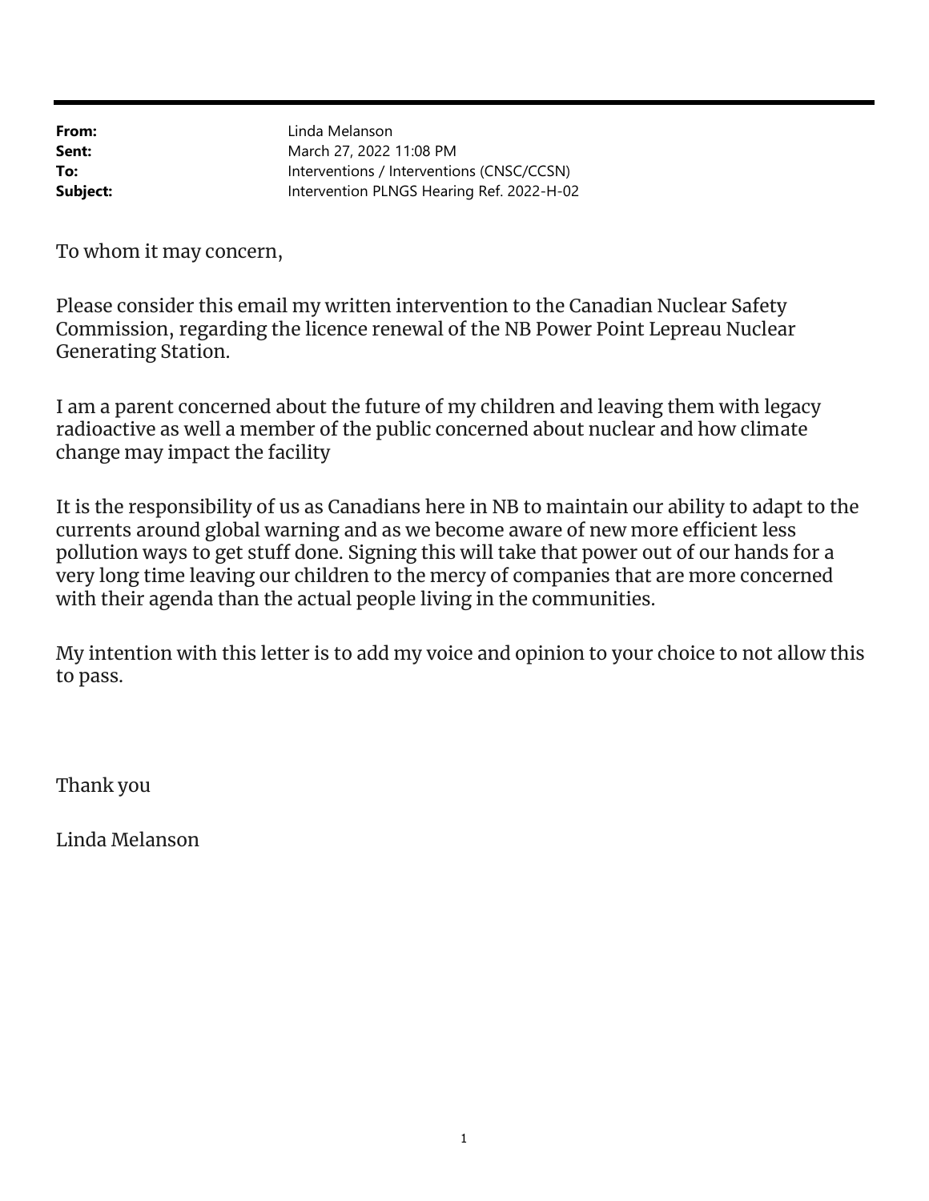**From:** Linda Melanson
**Sent:** March 27, 2022 11:08 PM
**To:** Interventions / Interventions (CNSC/CCSN)
**Subject:** Intervention PLNGS Hearing Ref. 2022-H-02

To whom it may concern,

Please consider this email my written intervention to the Canadian Nuclear Safety Commission, regarding the licence renewal of the NB Power Point Lepreau Nuclear Generating Station.

I am a parent concerned about the future of my children and leaving them with legacy radioactive as well a member of the public concerned about nuclear and how climate change may impact the facility

It is the responsibility of us as Canadians here in NB to maintain our ability to adapt to the currents around global warning and as we become aware of new more efficient less pollution ways to get stuff done. Signing this will take that power out of our hands for a very long time leaving our children to the mercy of companies that are more concerned with their agenda than the actual people living in the communities.

My intention with this letter is to add my voice and opinion to your choice to not allow this to pass.

Thank you

Linda Melanson